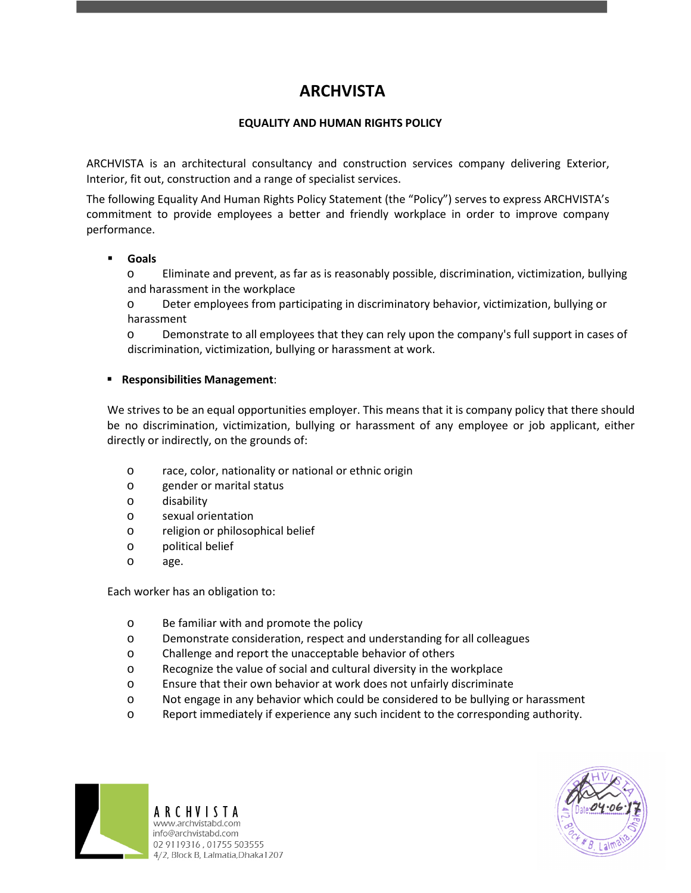# ARCHVISTA

## EQUALITY AND HUMAN RIGHTS POLICY

ARCHVISTA is an architectural consultancy and construction services company delivering Exterior, Interior, fit out, construction and a range of specialist services.

The following Equality And Human Rights Policy Statement (the "Policy") serves to express ARCHVISTA's commitment to provide employees a better and friendly workplace in order to improve company performance.

- **Goals**
  - Eliminate and prevent, as far as is reasonably possible, discrimination, victimization, bullying and harassment in the workplace
  - Deter employees from participating in discriminatory behavior, victimization, bullying or harassment
  - Demonstrate to all employees that they can rely upon the company's full support in cases of discrimination, victimization, bullying or harassment at work.

- **Responsibilities Management**:

We strives to be an equal opportunities employer. This means that it is company policy that there should be no discrimination, victimization, bullying or harassment of any employee or job applicant, either directly or indirectly, on the grounds of:

- race, color, nationality or national or ethnic origin
- gender or marital status
- disability
- sexual orientation
- religion or philosophical belief
- political belief
- age.

Each worker has an obligation to:

- Be familiar with and promote the policy
- Demonstrate consideration, respect and understanding for all colleagues
- Challenge and report the unacceptable behavior of others
- Recognize the value of social and cultural diversity in the workplace
- Ensure that their own behavior at work does not unfairly discriminate
- Not engage in any behavior which could be considered to be bullying or harassment
- Report immediately if experience any such incident to the corresponding authority.

ARCHVISTA
www.archvistabd.com
info@archvistabd.com
02 9119316 , 01755 503555
4/2, Block B, Lalmatia,Dhaka1207

Date 04.06.17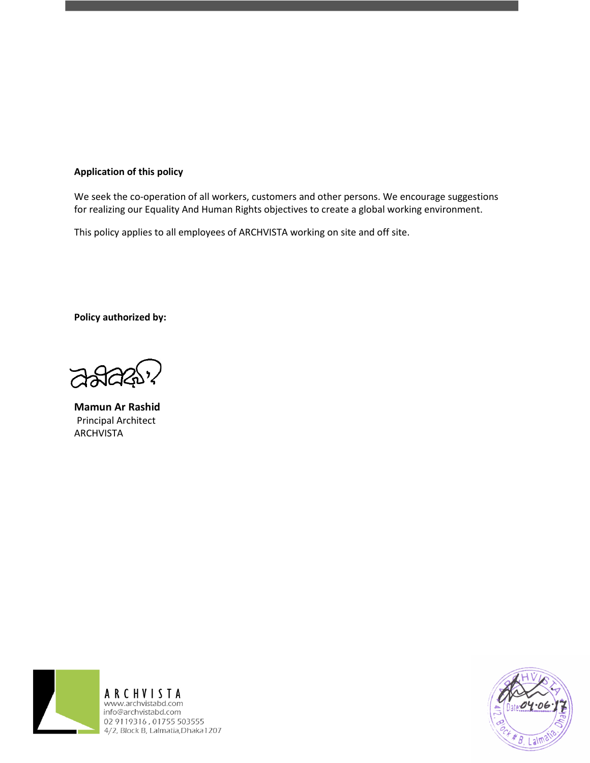**Application of this policy**

We seek the co-operation of all workers, customers and other persons. We encourage suggestions for realizing our Equality And Human Rights objectives to create a global working environment.

This policy applies to all employees of ARCHVISTA working on site and off site.

**Policy authorized by:**

**Mamun Ar Rashid**
Principal Architect
ARCHVISTA

ARCHVISTA
www.archvistabd.com
info@archvistabd.com
02 9119316 , 01755 503555
4/2, Block B, Lalmatia,Dhaka1207

ARCHVISTA
Date: 04.06.17
4/2, Block # B, Lalmatia, Dhaka